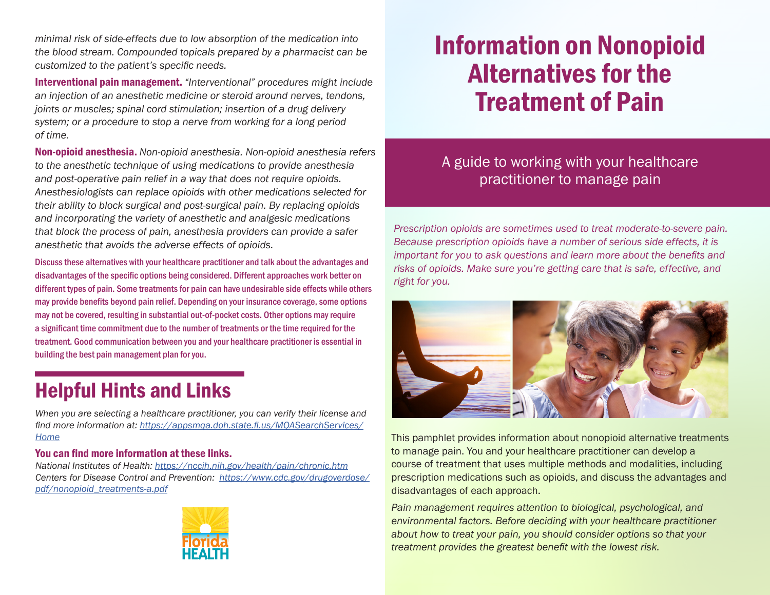*minimal risk of side-effects due to low absorption of the medication into the blood stream. Compounded topicals prepared by a pharmacist can be customized to the patient's specific needs.*

**Interventional pain management.** *"Interventional" procedures might include an injection of an anesthetic medicine or steroid around nerves, tendons, joints or muscles; spinal cord stimulation; insertion of a drug delivery system; or a procedure to stop a nerve from working for a long period of time.*

**Non-opioid anesthesia.** *Non-opioid anesthesia. Non-opioid anesthesia refers to the anesthetic technique of using medications to provide anesthesia and post-operative pain relief in a way that does not require opioids. Anesthesiologists can replace opioids with other medications selected for their ability to block surgical and post-surgical pain. By replacing opioids and incorporating the variety of anesthetic and analgesic medications that block the process of pain, anesthesia providers can provide a safer anesthetic that avoids the adverse effects of opioids.*

Discuss these alternatives with your healthcare practitioner and talk about the advantages and disadvantages of the specific options being considered. Different approaches work better on different types of pain. Some treatments for pain can have undesirable side effects while others may provide benefits beyond pain relief. Depending on your insurance coverage, some options may not be covered, resulting in substantial out-of-pocket costs. Other options may require a significant time commitment due to the number of treatments or the time required for the treatment. Good communication between you and your healthcare practitioner is essential in building the best pain management plan for you.

## Helpful Hints and Links

*When you are selecting a healthcare practitioner, you can verify their license and find more information at: https://appsmqa.doh.state.fl.us/MQASearchServices/Home*

### You can find more information at these links.

*National Institutes of Health: https://nccih.nih.gov/health/pain/chronic.htm*
*Centers for Disease Control and Prevention: https://www.cdc.gov/drugoverdose/pdf/nonopioid_treatments-a.pdf*

Florida HEALTH

# Information on Nonopioid Alternatives for the Treatment of Pain

A guide to working with your healthcare practitioner to manage pain

*Prescription opioids are sometimes used to treat moderate-to-severe pain. Because prescription opioids have a number of serious side effects, it is important for you to ask questions and learn more about the benefits and risks of opioids. Make sure you're getting care that is safe, effective, and right for you.*

This pamphlet provides information about nonopioid alternative treatments to manage pain. You and your healthcare practitioner can develop a course of treatment that uses multiple methods and modalities, including prescription medications such as opioids, and discuss the advantages and disadvantages of each approach.

*Pain management requires attention to biological, psychological, and environmental factors. Before deciding with your healthcare practitioner about how to treat your pain, you should consider options so that your treatment provides the greatest benefit with the lowest risk.*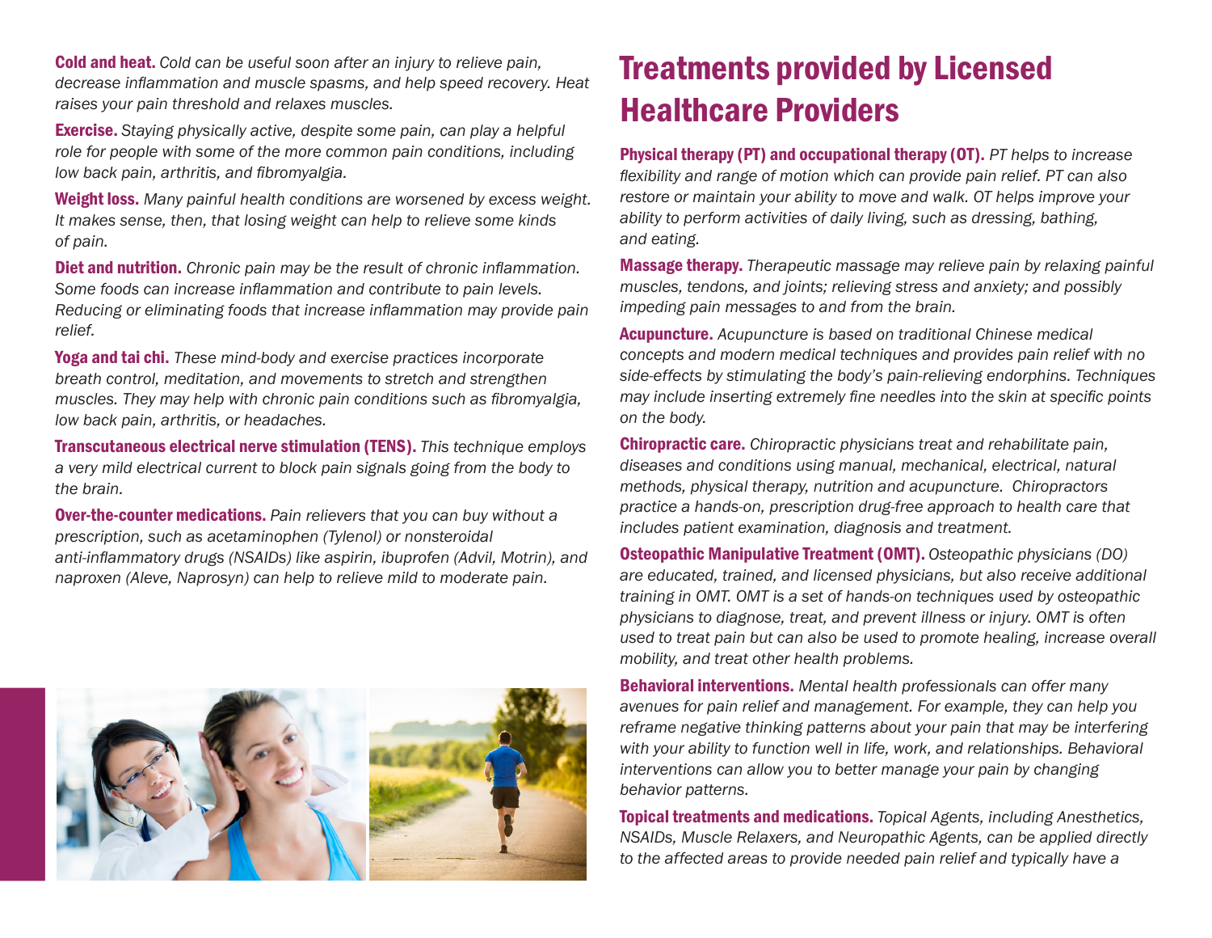**Cold and heat.** *Cold can be useful soon after an injury to relieve pain, decrease inflammation and muscle spasms, and help speed recovery. Heat raises your pain threshold and relaxes muscles.*

**Exercise.** *Staying physically active, despite some pain, can play a helpful role for people with some of the more common pain conditions, including low back pain, arthritis, and fibromyalgia.*

**Weight loss.** *Many painful health conditions are worsened by excess weight. It makes sense, then, that losing weight can help to relieve some kinds of pain.*

**Diet and nutrition.** *Chronic pain may be the result of chronic inflammation. Some foods can increase inflammation and contribute to pain levels. Reducing or eliminating foods that increase inflammation may provide pain relief.*

**Yoga and tai chi.** *These mind-body and exercise practices incorporate breath control, meditation, and movements to stretch and strengthen muscles. They may help with chronic pain conditions such as fibromyalgia, low back pain, arthritis, or headaches.*

**Transcutaneous electrical nerve stimulation (TENS).** *This technique employs a very mild electrical current to block pain signals going from the body to the brain.*

**Over-the-counter medications.** *Pain relievers that you can buy without a prescription, such as acetaminophen (Tylenol) or nonsteroidal anti-inflammatory drugs (NSAIDs) like aspirin, ibuprofen (Advil, Motrin), and naproxen (Aleve, Naprosyn) can help to relieve mild to moderate pain.*

# Treatments provided by Licensed Healthcare Providers

**Physical therapy (PT) and occupational therapy (OT).** *PT helps to increase flexibility and range of motion which can provide pain relief. PT can also restore or maintain your ability to move and walk. OT helps improve your ability to perform activities of daily living, such as dressing, bathing, and eating.*

**Massage therapy.** *Therapeutic massage may relieve pain by relaxing painful muscles, tendons, and joints; relieving stress and anxiety; and possibly impeding pain messages to and from the brain.*

**Acupuncture.** *Acupuncture is based on traditional Chinese medical concepts and modern medical techniques and provides pain relief with no side-effects by stimulating the body's pain-relieving endorphins. Techniques may include inserting extremely fine needles into the skin at specific points on the body.*

**Chiropractic care.** *Chiropractic physicians treat and rehabilitate pain, diseases and conditions using manual, mechanical, electrical, natural methods, physical therapy, nutrition and acupuncture. Chiropractors practice a hands-on, prescription drug-free approach to health care that includes patient examination, diagnosis and treatment.*

**Osteopathic Manipulative Treatment (OMT).** *Osteopathic physicians (DO) are educated, trained, and licensed physicians, but also receive additional training in OMT. OMT is a set of hands-on techniques used by osteopathic physicians to diagnose, treat, and prevent illness or injury. OMT is often used to treat pain but can also be used to promote healing, increase overall mobility, and treat other health problems.*

**Behavioral interventions.** *Mental health professionals can offer many avenues for pain relief and management. For example, they can help you reframe negative thinking patterns about your pain that may be interfering with your ability to function well in life, work, and relationships. Behavioral interventions can allow you to better manage your pain by changing behavior patterns.*

**Topical treatments and medications.** *Topical Agents, including Anesthetics, NSAIDs, Muscle Relaxers, and Neuropathic Agents, can be applied directly to the affected areas to provide needed pain relief and typically have a*